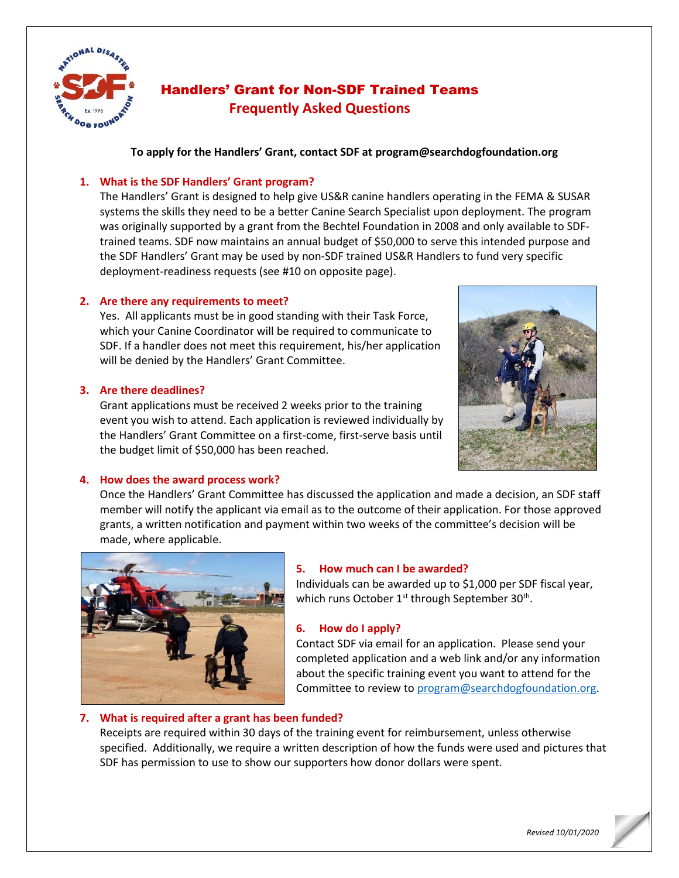# Handlers' Grant for Non-SDF Trained Teams

## Frequently Asked Questions

**To apply for the Handlers' Grant, contact SDF at program@searchdogfoundation.org**

### 1. What is the SDF Handlers' Grant program?

The Handlers' Grant is designed to help give US&R canine handlers operating in the FEMA & SUSAR systems the skills they need to be a better Canine Search Specialist upon deployment. The program was originally supported by a grant from the Bechtel Foundation in 2008 and only available to SDF-trained teams. SDF now maintains an annual budget of $50,000 to serve this intended purpose and the SDF Handlers' Grant may be used by non-SDF trained US&R Handlers to fund very specific deployment-readiness requests (see #10 on opposite page).

### 2. Are there any requirements to meet?

Yes. All applicants must be in good standing with their Task Force, which your Canine Coordinator will be required to communicate to SDF. If a handler does not meet this requirement, his/her application will be denied by the Handlers' Grant Committee.

### 3. Are there deadlines?

Grant applications must be received 2 weeks prior to the training event you wish to attend. Each application is reviewed individually by the Handlers' Grant Committee on a first-come, first-serve basis until the budget limit of $50,000 has been reached.

### 4. How does the award process work?

Once the Handlers' Grant Committee has discussed the application and made a decision, an SDF staff member will notify the applicant via email as to the outcome of their application. For those approved grants, a written notification and payment within two weeks of the committee's decision will be made, where applicable.

### 5. How much can I be awarded?

Individuals can be awarded up to $1,000 per SDF fiscal year, which runs October 1st through September 30th.

### 6. How do I apply?

Contact SDF via email for an application. Please send your completed application and a web link and/or any information about the specific training event you want to attend for the Committee to review to program@searchdogfoundation.org.

### 7. What is required after a grant has been funded?

Receipts are required within 30 days of the training event for reimbursement, unless otherwise specified. Additionally, we require a written description of how the funds were used and pictures that SDF has permission to use to show our supporters how donor dollars were spent.

*Revised 10/01/2020*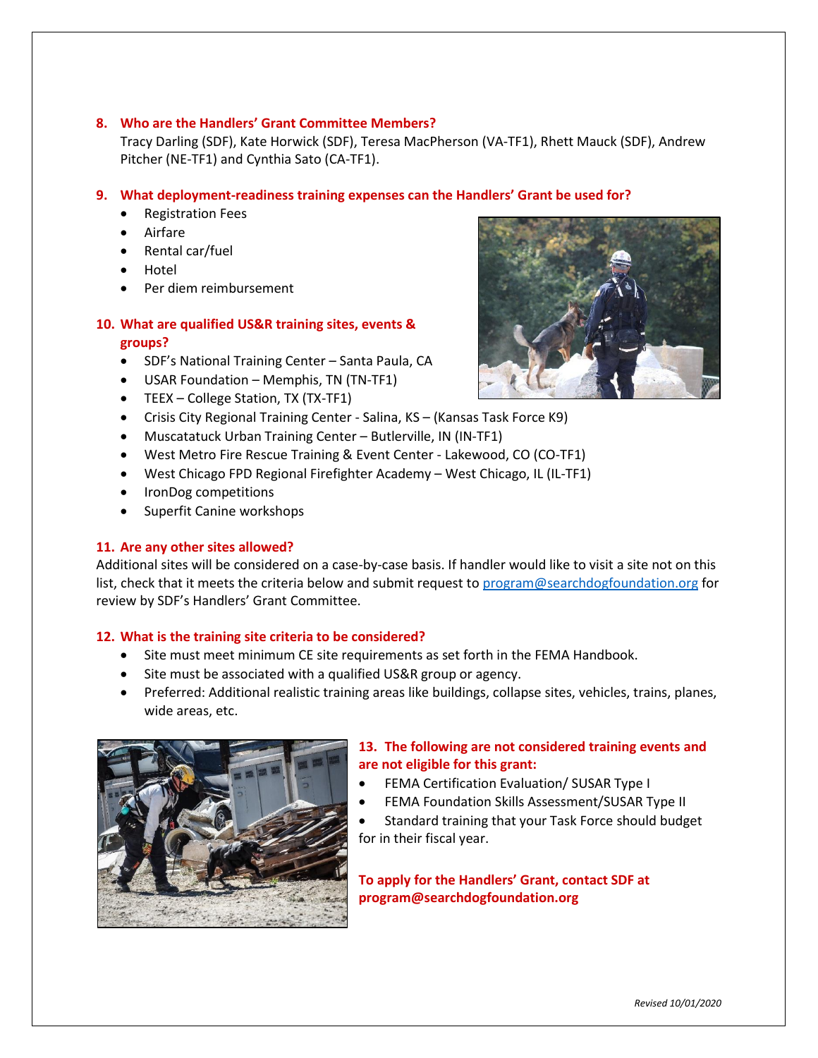**8. Who are the Handlers' Grant Committee Members?**

Tracy Darling (SDF), Kate Horwick (SDF), Teresa MacPherson (VA-TF1), Rhett Mauck (SDF), Andrew Pitcher (NE-TF1) and Cynthia Sato (CA-TF1).

**9. What deployment-readiness training expenses can the Handlers' Grant be used for?**

- Registration Fees
- Airfare
- Rental car/fuel
- Hotel
- Per diem reimbursement

**10. What are qualified US&R training sites, events & groups?**

- SDF's National Training Center – Santa Paula, CA
- USAR Foundation – Memphis, TN (TN-TF1)
- TEEX – College Station, TX (TX-TF1)
- Crisis City Regional Training Center - Salina, KS – (Kansas Task Force K9)
- Muscatatuck Urban Training Center – Butlerville, IN (IN-TF1)
- West Metro Fire Rescue Training & Event Center - Lakewood, CO (CO-TF1)
- West Chicago FPD Regional Firefighter Academy – West Chicago, IL (IL-TF1)
- IronDog competitions
- Superfit Canine workshops

**11. Are any other sites allowed?**

Additional sites will be considered on a case-by-case basis. If handler would like to visit a site not on this list, check that it meets the criteria below and submit request to program@searchdogfoundation.org for review by SDF's Handlers' Grant Committee.

**12. What is the training site criteria to be considered?**

- Site must meet minimum CE site requirements as set forth in the FEMA Handbook.
- Site must be associated with a qualified US&R group or agency.
- Preferred: Additional realistic training areas like buildings, collapse sites, vehicles, trains, planes, wide areas, etc.

**13. The following are not considered training events and are not eligible for this grant:**

- FEMA Certification Evaluation/ SUSAR Type I
- FEMA Foundation Skills Assessment/SUSAR Type II
- Standard training that your Task Force should budget for in their fiscal year.

**To apply for the Handlers' Grant, contact SDF at program@searchdogfoundation.org**

*Revised 10/01/2020*